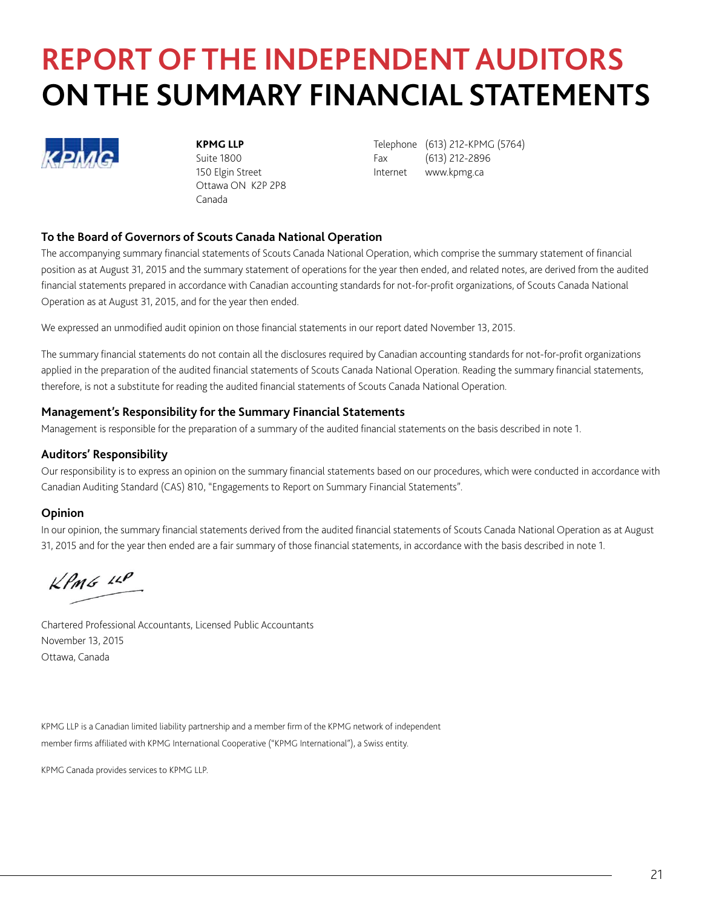# REPORT OF THE INDEPENDENT AUDITORS ON THE SUMMARY FINANCIAL STATEMENTS

KPMG

**KPMG LLP**
Suite 1800
150 Elgin Street
Ottawa ON K2P 2P8
Canada

Telephone (613) 212-KPMG (5764)
Fax (613) 212-2896
Internet www.kpmg.ca

### To the Board of Governors of Scouts Canada National Operation

The accompanying summary financial statements of Scouts Canada National Operation, which comprise the summary statement of financial position as at August 31, 2015 and the summary statement of operations for the year then ended, and related notes, are derived from the audited financial statements prepared in accordance with Canadian accounting standards for not-for-profit organizations, of Scouts Canada National Operation as at August 31, 2015, and for the year then ended.

We expressed an unmodified audit opinion on those financial statements in our report dated November 13, 2015.

The summary financial statements do not contain all the disclosures required by Canadian accounting standards for not-for-profit organizations applied in the preparation of the audited financial statements of Scouts Canada National Operation. Reading the summary financial statements, therefore, is not a substitute for reading the audited financial statements of Scouts Canada National Operation.

### Management's Responsibility for the Summary Financial Statements

Management is responsible for the preparation of a summary of the audited financial statements on the basis described in note 1.

### Auditors' Responsibility

Our responsibility is to express an opinion on the summary financial statements based on our procedures, which were conducted in accordance with Canadian Auditing Standard (CAS) 810, "Engagements to Report on Summary Financial Statements".

### Opinion

In our opinion, the summary financial statements derived from the audited financial statements of Scouts Canada National Operation as at August 31, 2015 and for the year then ended are a fair summary of those financial statements, in accordance with the basis described in note 1.

KPMG LLP

Chartered Professional Accountants, Licensed Public Accountants
November 13, 2015
Ottawa, Canada

KPMG LLP is a Canadian limited liability partnership and a member firm of the KPMG network of independent member firms affiliated with KPMG International Cooperative ("KPMG International"), a Swiss entity.

KPMG Canada provides services to KPMG LLP.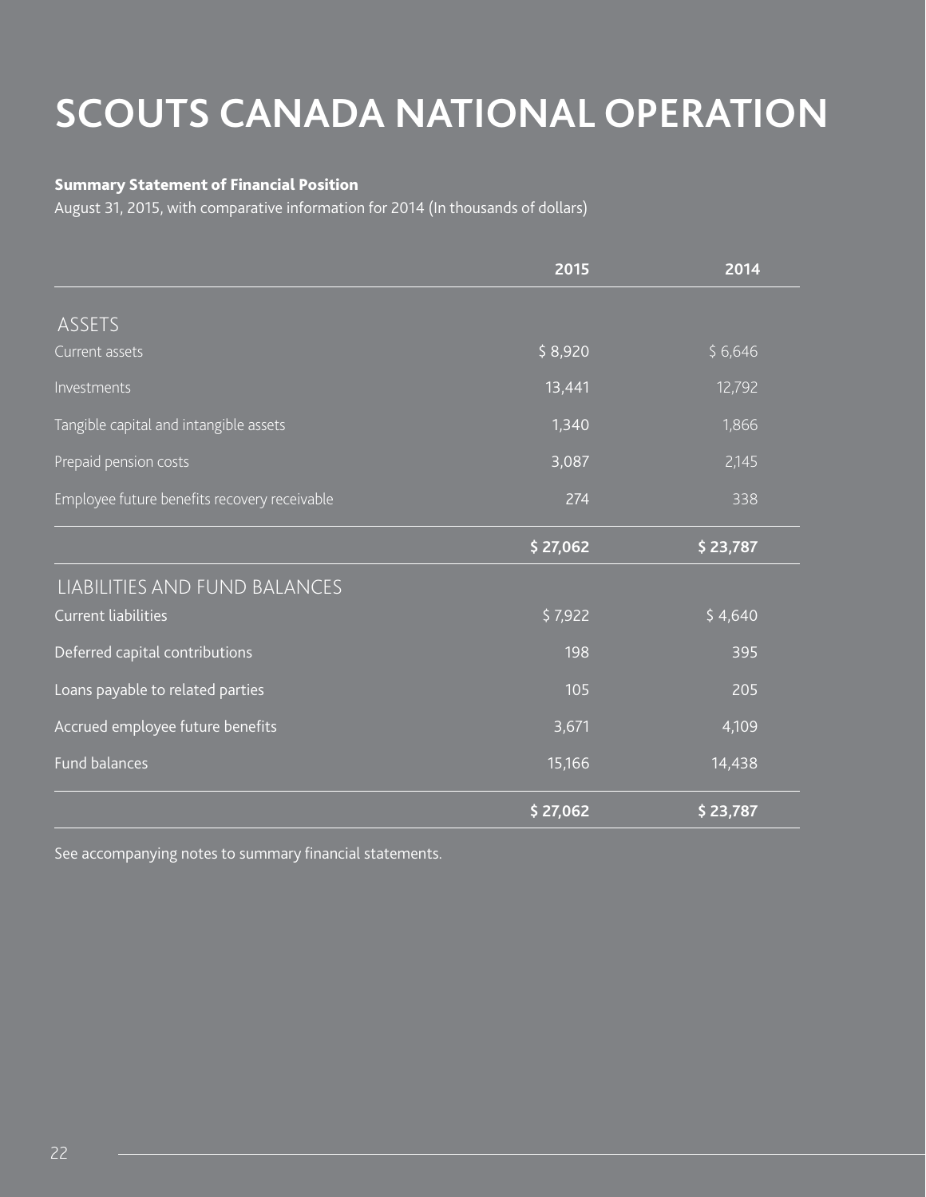# SCOUTS CANADA NATIONAL OPERATION

**Summary Statement of Financial Position**

August 31, 2015, with comparative information for 2014 (In thousands of dollars)

| | 2015 | 2014 |
|---|---|---|
| ASSETS | | |
| Current assets | $ 8,920 | $ 6,646 |
| Investments | 13,441 | 12,792 |
| Tangible capital and intangible assets | 1,340 | 1,866 |
| Prepaid pension costs | 3,087 | 2,145 |
| Employee future benefits recovery receivable | 274 | 338 |
| | **$ 27,062** | **$ 23,787** |
| LIABILITIES AND FUND BALANCES | | |
| Current liabilities | $ 7,922 | $ 4,640 |
| Deferred capital contributions | 198 | 395 |
| Loans payable to related parties | 105 | 205 |
| Accrued employee future benefits | 3,671 | 4,109 |
| Fund balances | 15,166 | 14,438 |
| | **$ 27,062** | **$ 23,787** |

See accompanying notes to summary financial statements.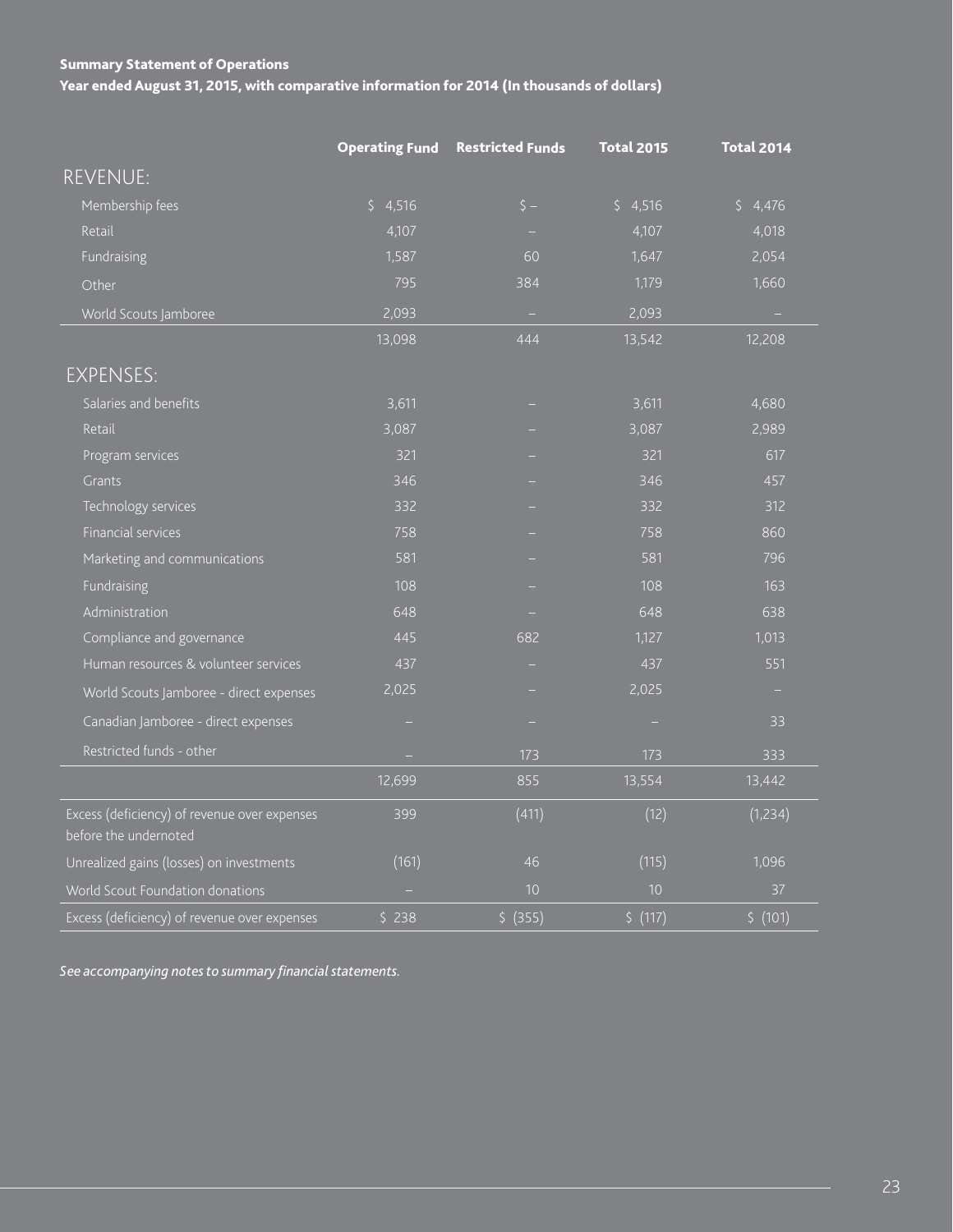**Summary Statement of Operations**

**Year ended August 31, 2015, with comparative information for 2014 (In thousands of dollars)**

| | Operating Fund | Restricted Funds | Total 2015 | Total 2014 |
|---|---|---|---|---|
| **REVENUE:** | | | | |
| Membership fees | $ 4,516 | $ – | $ 4,516 | $ 4,476 |
| Retail | 4,107 | – | 4,107 | 4,018 |
| Fundraising | 1,587 | 60 | 1,647 | 2,054 |
| Other | 795 | 384 | 1,179 | 1,660 |
| World Scouts Jamboree | 2,093 | – | 2,093 | – |
| | 13,098 | 444 | 13,542 | 12,208 |
| **EXPENSES:** | | | | |
| Salaries and benefits | 3,611 | – | 3,611 | 4,680 |
| Retail | 3,087 | – | 3,087 | 2,989 |
| Program services | 321 | – | 321 | 617 |
| Grants | 346 | – | 346 | 457 |
| Technology services | 332 | – | 332 | 312 |
| Financial services | 758 | – | 758 | 860 |
| Marketing and communications | 581 | – | 581 | 796 |
| Fundraising | 108 | – | 108 | 163 |
| Administration | 648 | – | 648 | 638 |
| Compliance and governance | 445 | 682 | 1,127 | 1,013 |
| Human resources & volunteer services | 437 | – | 437 | 551 |
| World Scouts Jamboree - direct expenses | 2,025 | – | 2,025 | – |
| Canadian Jamboree - direct expenses | – | – | – | 33 |
| Restricted funds - other | – | 173 | 173 | 333 |
| | 12,699 | 855 | 13,554 | 13,442 |
| Excess (deficiency) of revenue over expenses before the undernoted | 399 | (411) | (12) | (1,234) |
| Unrealized gains (losses) on investments | (161) | 46 | (115) | 1,096 |
| World Scout Foundation donations | – | 10 | 10 | 37 |
| Excess (deficiency) of revenue over expenses | $ 238 | $ (355) | $ (117) | $ (101) |

*See accompanying notes to summary financial statements.*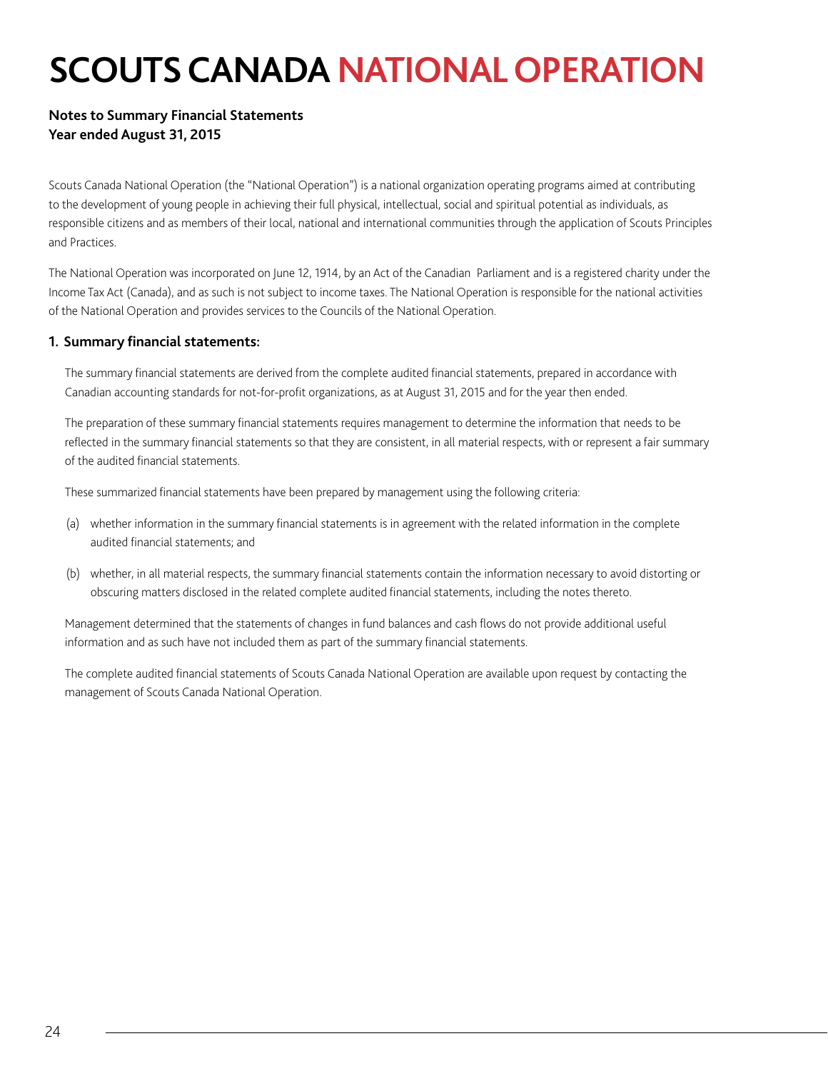# SCOUTS CANADA NATIONAL OPERATION

**Notes to Summary Financial Statements**
**Year ended August 31, 2015**

Scouts Canada National Operation (the "National Operation") is a national organization operating programs aimed at contributing to the development of young people in achieving their full physical, intellectual, social and spiritual potential as individuals, as responsible citizens and as members of their local, national and international communities through the application of Scouts Principles and Practices.

The National Operation was incorporated on June 12, 1914, by an Act of the Canadian Parliament and is a registered charity under the Income Tax Act (Canada), and as such is not subject to income taxes. The National Operation is responsible for the national activities of the National Operation and provides services to the Councils of the National Operation.

### 1. Summary financial statements:

The summary financial statements are derived from the complete audited financial statements, prepared in accordance with Canadian accounting standards for not-for-profit organizations, as at August 31, 2015 and for the year then ended.

The preparation of these summary financial statements requires management to determine the information that needs to be reflected in the summary financial statements so that they are consistent, in all material respects, with or represent a fair summary of the audited financial statements.

These summarized financial statements have been prepared by management using the following criteria:

(a) whether information in the summary financial statements is in agreement with the related information in the complete audited financial statements; and

(b) whether, in all material respects, the summary financial statements contain the information necessary to avoid distorting or obscuring matters disclosed in the related complete audited financial statements, including the notes thereto.

Management determined that the statements of changes in fund balances and cash flows do not provide additional useful information and as such have not included them as part of the summary financial statements.

The complete audited financial statements of Scouts Canada National Operation are available upon request by contacting the management of Scouts Canada National Operation.